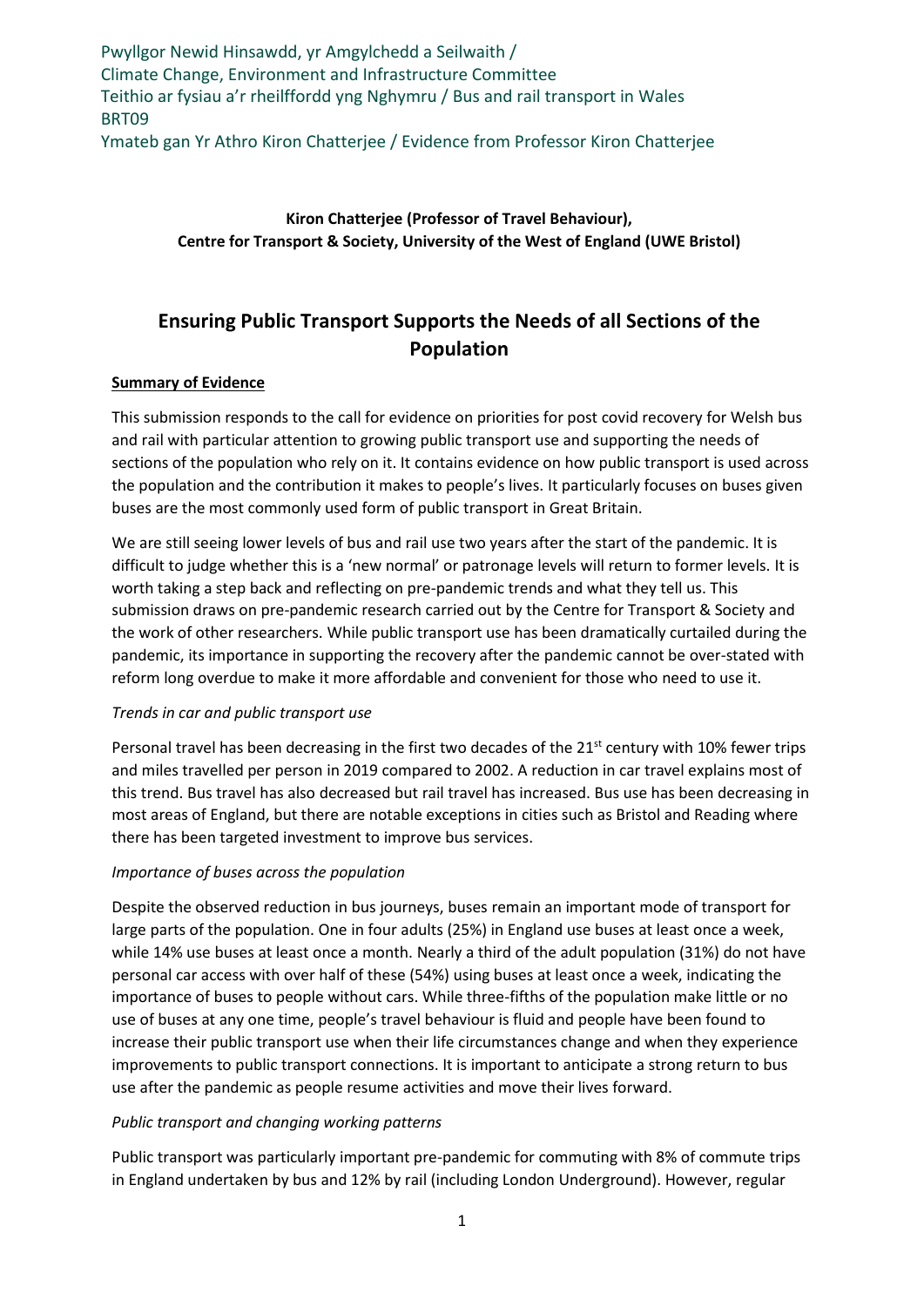Pwyllgor Newid Hinsawdd, yr Amgylchedd a Seilwaith /
Climate Change, Environment and Infrastructure Committee
Teithio ar fysiau a'r rheilffordd yng Nghymru / Bus and rail transport in Wales
BRT09
Ymateb gan Yr Athro Kiron Chatterjee / Evidence from Professor Kiron Chatterjee

**Kiron Chatterjee (Professor of Travel Behaviour),**
**Centre for Transport & Society, University of the West of England (UWE Bristol)**

# Ensuring Public Transport Supports the Needs of all Sections of the Population

## Summary of Evidence

This submission responds to the call for evidence on priorities for post covid recovery for Welsh bus and rail with particular attention to growing public transport use and supporting the needs of sections of the population who rely on it. It contains evidence on how public transport is used across the population and the contribution it makes to people's lives. It particularly focuses on buses given buses are the most commonly used form of public transport in Great Britain.

We are still seeing lower levels of bus and rail use two years after the start of the pandemic. It is difficult to judge whether this is a 'new normal' or patronage levels will return to former levels. It is worth taking a step back and reflecting on pre-pandemic trends and what they tell us. This submission draws on pre-pandemic research carried out by the Centre for Transport & Society and the work of other researchers. While public transport use has been dramatically curtailed during the pandemic, its importance in supporting the recovery after the pandemic cannot be over-stated with reform long overdue to make it more affordable and convenient for those who need to use it.

*Trends in car and public transport use*

Personal travel has been decreasing in the first two decades of the 21st century with 10% fewer trips and miles travelled per person in 2019 compared to 2002. A reduction in car travel explains most of this trend. Bus travel has also decreased but rail travel has increased. Bus use has been decreasing in most areas of England, but there are notable exceptions in cities such as Bristol and Reading where there has been targeted investment to improve bus services.

*Importance of buses across the population*

Despite the observed reduction in bus journeys, buses remain an important mode of transport for large parts of the population. One in four adults (25%) in England use buses at least once a week, while 14% use buses at least once a month. Nearly a third of the adult population (31%) do not have personal car access with over half of these (54%) using buses at least once a week, indicating the importance of buses to people without cars. While three-fifths of the population make little or no use of buses at any one time, people's travel behaviour is fluid and people have been found to increase their public transport use when their life circumstances change and when they experience improvements to public transport connections. It is important to anticipate a strong return to bus use after the pandemic as people resume activities and move their lives forward.

*Public transport and changing working patterns*

Public transport was particularly important pre-pandemic for commuting with 8% of commute trips in England undertaken by bus and 12% by rail (including London Underground). However, regular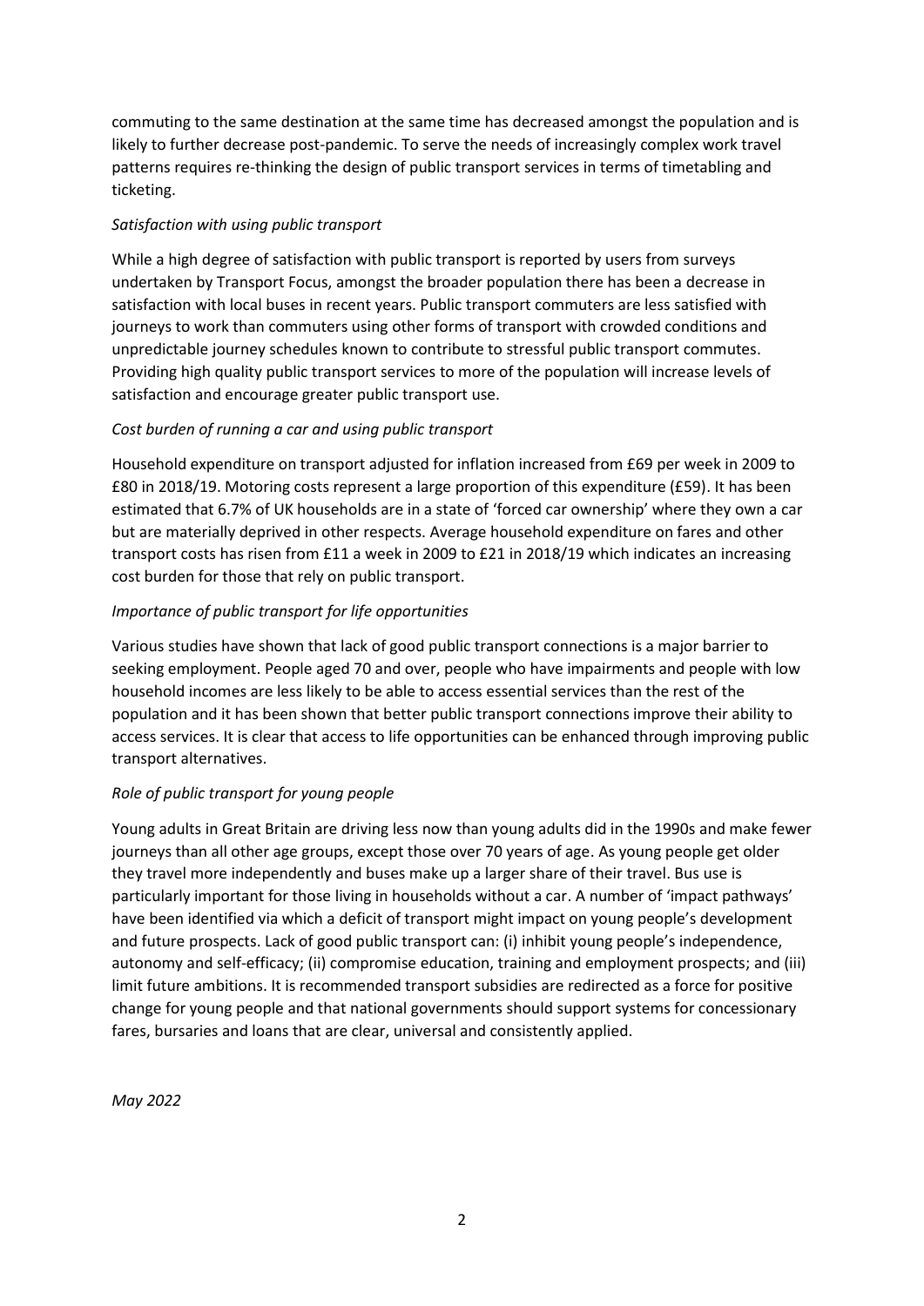commuting to the same destination at the same time has decreased amongst the population and is likely to further decrease post-pandemic. To serve the needs of increasingly complex work travel patterns requires re-thinking the design of public transport services in terms of timetabling and ticketing.

*Satisfaction with using public transport*

While a high degree of satisfaction with public transport is reported by users from surveys undertaken by Transport Focus, amongst the broader population there has been a decrease in satisfaction with local buses in recent years. Public transport commuters are less satisfied with journeys to work than commuters using other forms of transport with crowded conditions and unpredictable journey schedules known to contribute to stressful public transport commutes. Providing high quality public transport services to more of the population will increase levels of satisfaction and encourage greater public transport use.

*Cost burden of running a car and using public transport*

Household expenditure on transport adjusted for inflation increased from £69 per week in 2009 to £80 in 2018/19. Motoring costs represent a large proportion of this expenditure (£59). It has been estimated that 6.7% of UK households are in a state of 'forced car ownership' where they own a car but are materially deprived in other respects. Average household expenditure on fares and other transport costs has risen from £11 a week in 2009 to £21 in 2018/19 which indicates an increasing cost burden for those that rely on public transport.

*Importance of public transport for life opportunities*

Various studies have shown that lack of good public transport connections is a major barrier to seeking employment. People aged 70 and over, people who have impairments and people with low household incomes are less likely to be able to access essential services than the rest of the population and it has been shown that better public transport connections improve their ability to access services. It is clear that access to life opportunities can be enhanced through improving public transport alternatives.

*Role of public transport for young people*

Young adults in Great Britain are driving less now than young adults did in the 1990s and make fewer journeys than all other age groups, except those over 70 years of age. As young people get older they travel more independently and buses make up a larger share of their travel. Bus use is particularly important for those living in households without a car. A number of 'impact pathways' have been identified via which a deficit of transport might impact on young people's development and future prospects. Lack of good public transport can: (i) inhibit young people's independence, autonomy and self-efficacy; (ii) compromise education, training and employment prospects; and (iii) limit future ambitions. It is recommended transport subsidies are redirected as a force for positive change for young people and that national governments should support systems for concessionary fares, bursaries and loans that are clear, universal and consistently applied.

*May 2022*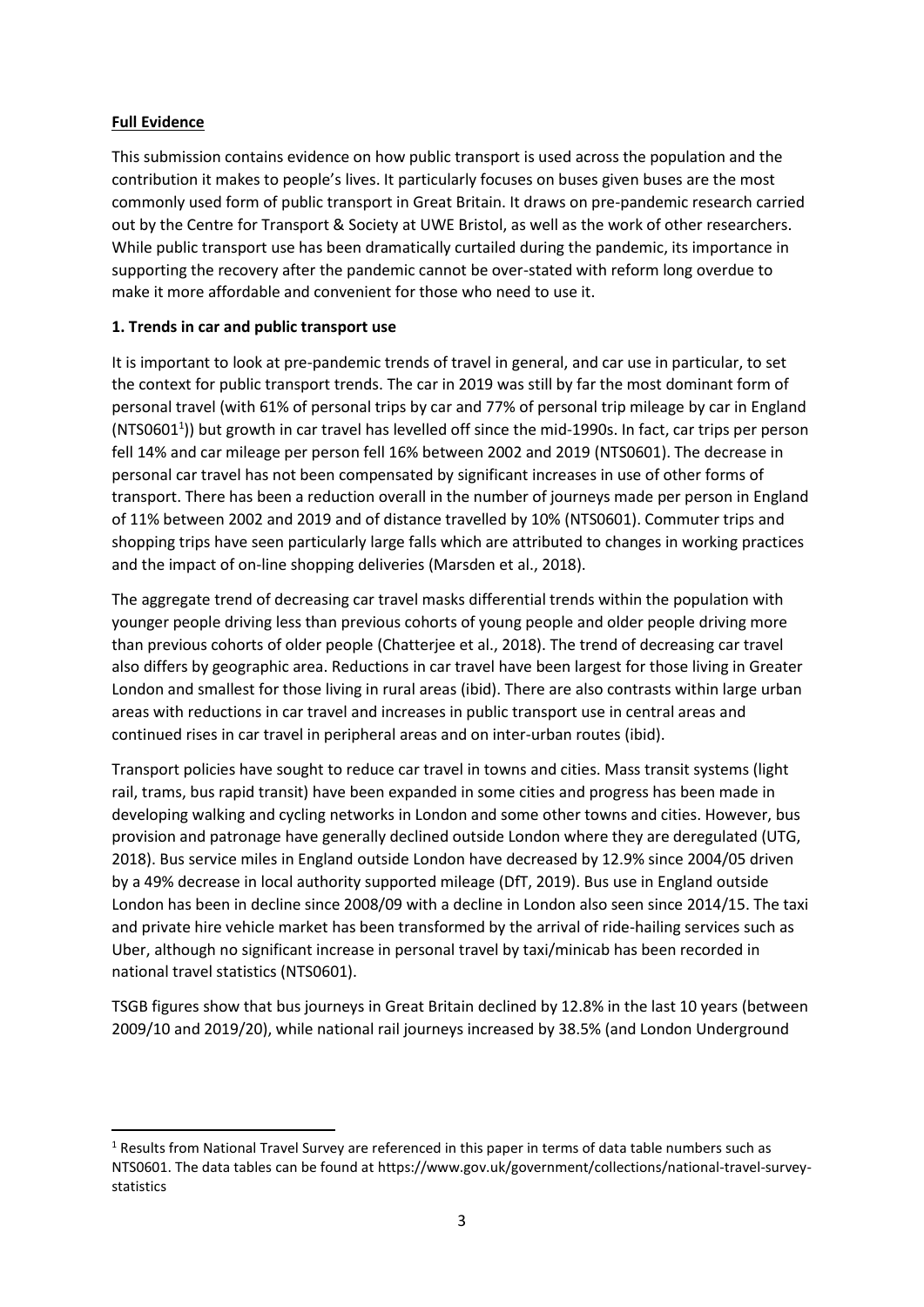**Full Evidence**

This submission contains evidence on how public transport is used across the population and the contribution it makes to people's lives. It particularly focuses on buses given buses are the most commonly used form of public transport in Great Britain. It draws on pre-pandemic research carried out by the Centre for Transport & Society at UWE Bristol, as well as the work of other researchers. While public transport use has been dramatically curtailed during the pandemic, its importance in supporting the recovery after the pandemic cannot be over-stated with reform long overdue to make it more affordable and convenient for those who need to use it.

**1. Trends in car and public transport use**

It is important to look at pre-pandemic trends of travel in general, and car use in particular, to set the context for public transport trends. The car in 2019 was still by far the most dominant form of personal travel (with 61% of personal trips by car and 77% of personal trip mileage by car in England (NTS0601[1])) but growth in car travel has levelled off since the mid-1990s. In fact, car trips per person fell 14% and car mileage per person fell 16% between 2002 and 2019 (NTS0601). The decrease in personal car travel has not been compensated by significant increases in use of other forms of transport. There has been a reduction overall in the number of journeys made per person in England of 11% between 2002 and 2019 and of distance travelled by 10% (NTS0601). Commuter trips and shopping trips have seen particularly large falls which are attributed to changes in working practices and the impact of on-line shopping deliveries (Marsden et al., 2018).

The aggregate trend of decreasing car travel masks differential trends within the population with younger people driving less than previous cohorts of young people and older people driving more than previous cohorts of older people (Chatterjee et al., 2018). The trend of decreasing car travel also differs by geographic area. Reductions in car travel have been largest for those living in Greater London and smallest for those living in rural areas (ibid). There are also contrasts within large urban areas with reductions in car travel and increases in public transport use in central areas and continued rises in car travel in peripheral areas and on inter-urban routes (ibid).

Transport policies have sought to reduce car travel in towns and cities. Mass transit systems (light rail, trams, bus rapid transit) have been expanded in some cities and progress has been made in developing walking and cycling networks in London and some other towns and cities. However, bus provision and patronage have generally declined outside London where they are deregulated (UTG, 2018). Bus service miles in England outside London have decreased by 12.9% since 2004/05 driven by a 49% decrease in local authority supported mileage (DfT, 2019). Bus use in England outside London has been in decline since 2008/09 with a decline in London also seen since 2014/15. The taxi and private hire vehicle market has been transformed by the arrival of ride-hailing services such as Uber, although no significant increase in personal travel by taxi/minicab has been recorded in national travel statistics (NTS0601).

TSGB figures show that bus journeys in Great Britain declined by 12.8% in the last 10 years (between 2009/10 and 2019/20), while national rail journeys increased by 38.5% (and London Underground

[1] Results from National Travel Survey are referenced in this paper in terms of data table numbers such as NTS0601. The data tables can be found at https://www.gov.uk/government/collections/national-travel-survey-statistics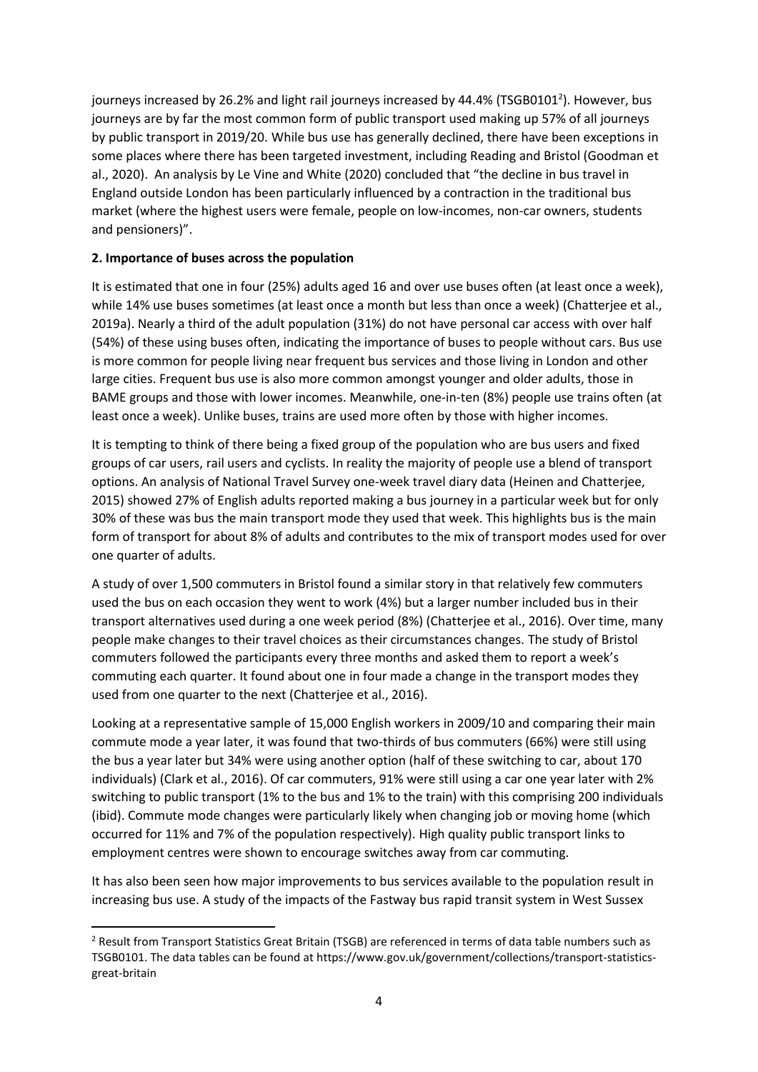journeys increased by 26.2% and light rail journeys increased by 44.4% (TSGB0101[2]). However, bus journeys are by far the most common form of public transport used making up 57% of all journeys by public transport in 2019/20. While bus use has generally declined, there have been exceptions in some places where there has been targeted investment, including Reading and Bristol (Goodman et al., 2020). An analysis by Le Vine and White (2020) concluded that "the decline in bus travel in England outside London has been particularly influenced by a contraction in the traditional bus market (where the highest users were female, people on low-incomes, non-car owners, students and pensioners)".

**2. Importance of buses across the population**

It is estimated that one in four (25%) adults aged 16 and over use buses often (at least once a week), while 14% use buses sometimes (at least once a month but less than once a week) (Chatterjee et al., 2019a). Nearly a third of the adult population (31%) do not have personal car access with over half (54%) of these using buses often, indicating the importance of buses to people without cars. Bus use is more common for people living near frequent bus services and those living in London and other large cities. Frequent bus use is also more common amongst younger and older adults, those in BAME groups and those with lower incomes. Meanwhile, one-in-ten (8%) people use trains often (at least once a week). Unlike buses, trains are used more often by those with higher incomes.

It is tempting to think of there being a fixed group of the population who are bus users and fixed groups of car users, rail users and cyclists. In reality the majority of people use a blend of transport options. An analysis of National Travel Survey one-week travel diary data (Heinen and Chatterjee, 2015) showed 27% of English adults reported making a bus journey in a particular week but for only 30% of these was bus the main transport mode they used that week. This highlights bus is the main form of transport for about 8% of adults and contributes to the mix of transport modes used for over one quarter of adults.

A study of over 1,500 commuters in Bristol found a similar story in that relatively few commuters used the bus on each occasion they went to work (4%) but a larger number included bus in their transport alternatives used during a one week period (8%) (Chatterjee et al., 2016). Over time, many people make changes to their travel choices as their circumstances changes. The study of Bristol commuters followed the participants every three months and asked them to report a week's commuting each quarter. It found about one in four made a change in the transport modes they used from one quarter to the next (Chatterjee et al., 2016).

Looking at a representative sample of 15,000 English workers in 2009/10 and comparing their main commute mode a year later, it was found that two-thirds of bus commuters (66%) were still using the bus a year later but 34% were using another option (half of these switching to car, about 170 individuals) (Clark et al., 2016). Of car commuters, 91% were still using a car one year later with 2% switching to public transport (1% to the bus and 1% to the train) with this comprising 200 individuals (ibid). Commute mode changes were particularly likely when changing job or moving home (which occurred for 11% and 7% of the population respectively). High quality public transport links to employment centres were shown to encourage switches away from car commuting.

It has also been seen how major improvements to bus services available to the population result in increasing bus use. A study of the impacts of the Fastway bus rapid transit system in West Sussex

[2] Result from Transport Statistics Great Britain (TSGB) are referenced in terms of data table numbers such as TSGB0101. The data tables can be found at https://www.gov.uk/government/collections/transport-statistics-great-britain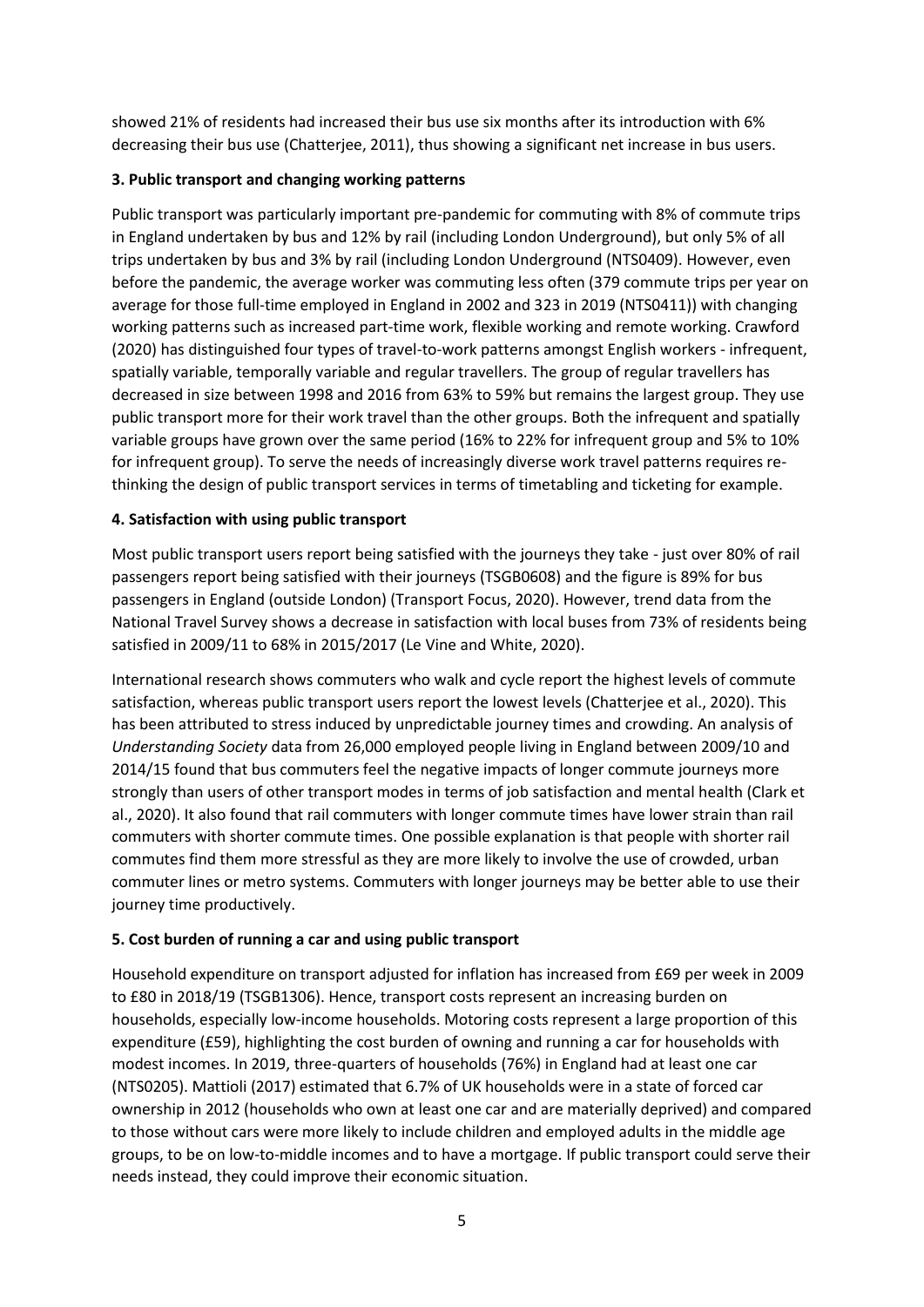showed 21% of residents had increased their bus use six months after its introduction with 6% decreasing their bus use (Chatterjee, 2011), thus showing a significant net increase in bus users.

**3. Public transport and changing working patterns**

Public transport was particularly important pre-pandemic for commuting with 8% of commute trips in England undertaken by bus and 12% by rail (including London Underground), but only 5% of all trips undertaken by bus and 3% by rail (including London Underground (NTS0409). However, even before the pandemic, the average worker was commuting less often (379 commute trips per year on average for those full-time employed in England in 2002 and 323 in 2019 (NTS0411)) with changing working patterns such as increased part-time work, flexible working and remote working. Crawford (2020) has distinguished four types of travel-to-work patterns amongst English workers - infrequent, spatially variable, temporally variable and regular travellers. The group of regular travellers has decreased in size between 1998 and 2016 from 63% to 59% but remains the largest group. They use public transport more for their work travel than the other groups. Both the infrequent and spatially variable groups have grown over the same period (16% to 22% for infrequent group and 5% to 10% for infrequent group). To serve the needs of increasingly diverse work travel patterns requires re-thinking the design of public transport services in terms of timetabling and ticketing for example.

**4. Satisfaction with using public transport**

Most public transport users report being satisfied with the journeys they take - just over 80% of rail passengers report being satisfied with their journeys (TSGB0608) and the figure is 89% for bus passengers in England (outside London) (Transport Focus, 2020). However, trend data from the National Travel Survey shows a decrease in satisfaction with local buses from 73% of residents being satisfied in 2009/11 to 68% in 2015/2017 (Le Vine and White, 2020).

International research shows commuters who walk and cycle report the highest levels of commute satisfaction, whereas public transport users report the lowest levels (Chatterjee et al., 2020). This has been attributed to stress induced by unpredictable journey times and crowding. An analysis of *Understanding Society* data from 26,000 employed people living in England between 2009/10 and 2014/15 found that bus commuters feel the negative impacts of longer commute journeys more strongly than users of other transport modes in terms of job satisfaction and mental health (Clark et al., 2020). It also found that rail commuters with longer commute times have lower strain than rail commuters with shorter commute times. One possible explanation is that people with shorter rail commutes find them more stressful as they are more likely to involve the use of crowded, urban commuter lines or metro systems. Commuters with longer journeys may be better able to use their journey time productively.

**5. Cost burden of running a car and using public transport**

Household expenditure on transport adjusted for inflation has increased from £69 per week in 2009 to £80 in 2018/19 (TSGB1306). Hence, transport costs represent an increasing burden on households, especially low-income households. Motoring costs represent a large proportion of this expenditure (£59), highlighting the cost burden of owning and running a car for households with modest incomes. In 2019, three-quarters of households (76%) in England had at least one car (NTS0205). Mattioli (2017) estimated that 6.7% of UK households were in a state of forced car ownership in 2012 (households who own at least one car and are materially deprived) and compared to those without cars were more likely to include children and employed adults in the middle age groups, to be on low-to-middle incomes and to have a mortgage. If public transport could serve their needs instead, they could improve their economic situation.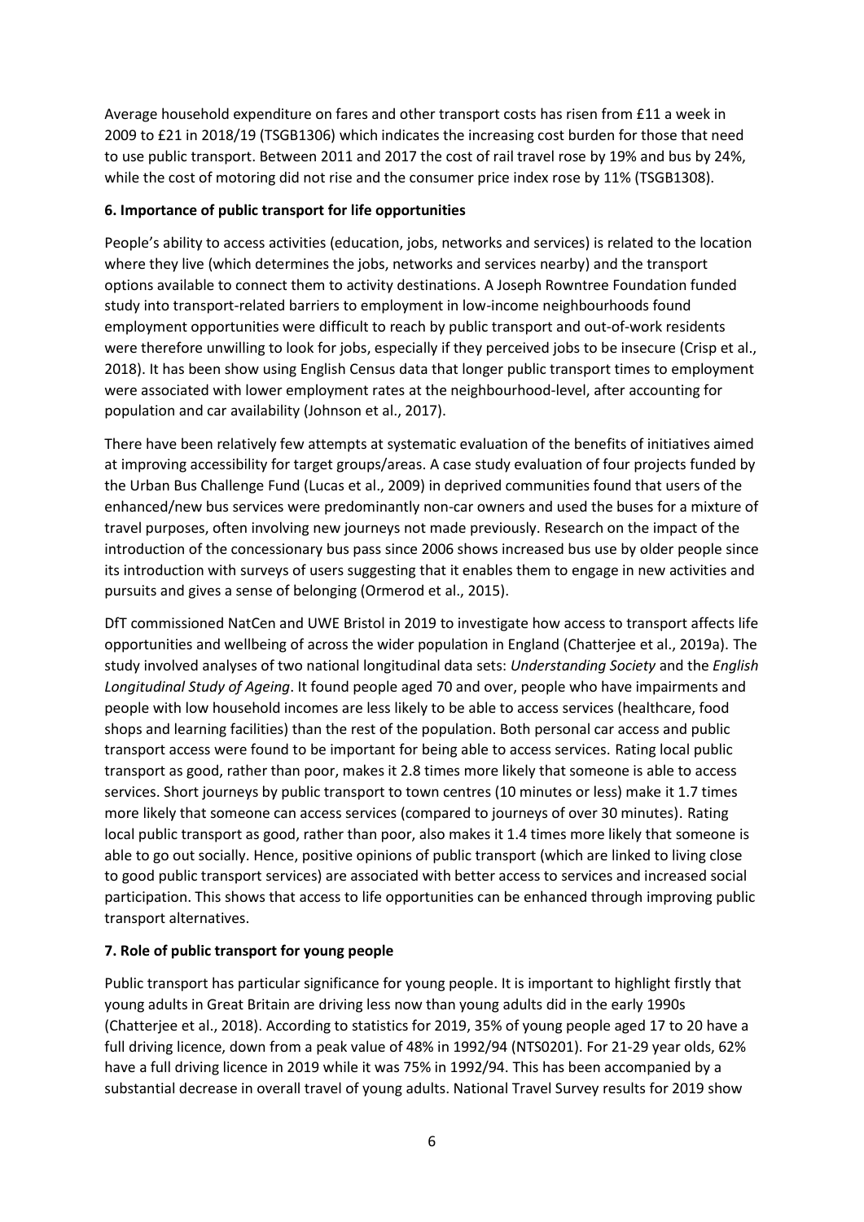Average household expenditure on fares and other transport costs has risen from £11 a week in 2009 to £21 in 2018/19 (TSGB1306) which indicates the increasing cost burden for those that need to use public transport. Between 2011 and 2017 the cost of rail travel rose by 19% and bus by 24%, while the cost of motoring did not rise and the consumer price index rose by 11% (TSGB1308).

## 6. Importance of public transport for life opportunities

People's ability to access activities (education, jobs, networks and services) is related to the location where they live (which determines the jobs, networks and services nearby) and the transport options available to connect them to activity destinations. A Joseph Rowntree Foundation funded study into transport-related barriers to employment in low-income neighbourhoods found employment opportunities were difficult to reach by public transport and out-of-work residents were therefore unwilling to look for jobs, especially if they perceived jobs to be insecure (Crisp et al., 2018). It has been show using English Census data that longer public transport times to employment were associated with lower employment rates at the neighbourhood-level, after accounting for population and car availability (Johnson et al., 2017).

There have been relatively few attempts at systematic evaluation of the benefits of initiatives aimed at improving accessibility for target groups/areas. A case study evaluation of four projects funded by the Urban Bus Challenge Fund (Lucas et al., 2009) in deprived communities found that users of the enhanced/new bus services were predominantly non-car owners and used the buses for a mixture of travel purposes, often involving new journeys not made previously. Research on the impact of the introduction of the concessionary bus pass since 2006 shows increased bus use by older people since its introduction with surveys of users suggesting that it enables them to engage in new activities and pursuits and gives a sense of belonging (Ormerod et al., 2015).

DfT commissioned NatCen and UWE Bristol in 2019 to investigate how access to transport affects life opportunities and wellbeing of across the wider population in England (Chatterjee et al., 2019a). The study involved analyses of two national longitudinal data sets: *Understanding Society* and the *English Longitudinal Study of Ageing*. It found people aged 70 and over, people who have impairments and people with low household incomes are less likely to be able to access services (healthcare, food shops and learning facilities) than the rest of the population. Both personal car access and public transport access were found to be important for being able to access services. Rating local public transport as good, rather than poor, makes it 2.8 times more likely that someone is able to access services. Short journeys by public transport to town centres (10 minutes or less) make it 1.7 times more likely that someone can access services (compared to journeys of over 30 minutes). Rating local public transport as good, rather than poor, also makes it 1.4 times more likely that someone is able to go out socially. Hence, positive opinions of public transport (which are linked to living close to good public transport services) are associated with better access to services and increased social participation. This shows that access to life opportunities can be enhanced through improving public transport alternatives.

## 7. Role of public transport for young people

Public transport has particular significance for young people. It is important to highlight firstly that young adults in Great Britain are driving less now than young adults did in the early 1990s (Chatterjee et al., 2018). According to statistics for 2019, 35% of young people aged 17 to 20 have a full driving licence, down from a peak value of 48% in 1992/94 (NTS0201). For 21-29 year olds, 62% have a full driving licence in 2019 while it was 75% in 1992/94. This has been accompanied by a substantial decrease in overall travel of young adults. National Travel Survey results for 2019 show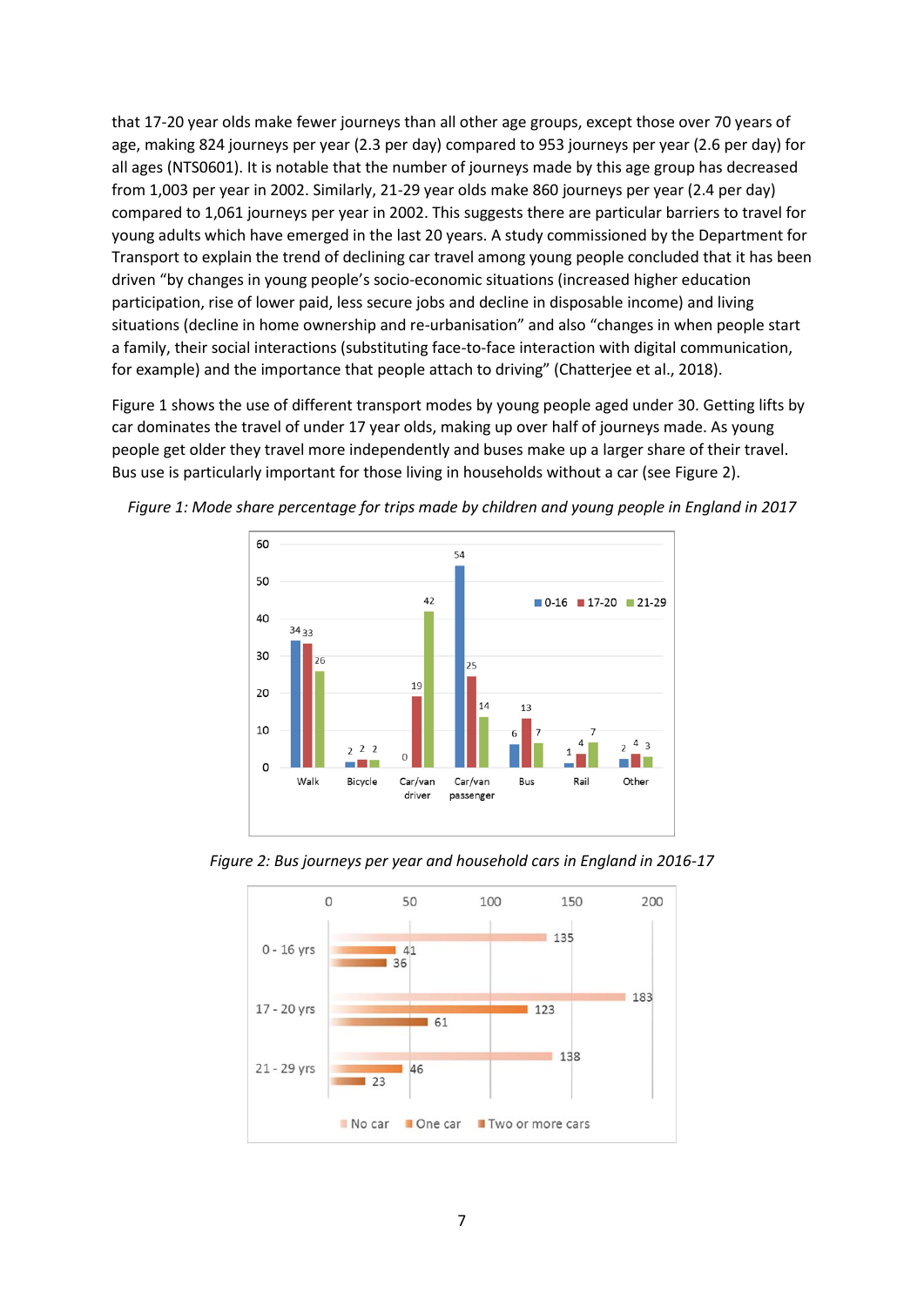that 17-20 year olds make fewer journeys than all other age groups, except those over 70 years of age, making 824 journeys per year (2.3 per day) compared to 953 journeys per year (2.6 per day) for all ages (NTS0601). It is notable that the number of journeys made by this age group has decreased from 1,003 per year in 2002. Similarly, 21-29 year olds make 860 journeys per year (2.4 per day) compared to 1,061 journeys per year in 2002. This suggests there are particular barriers to travel for young adults which have emerged in the last 20 years. A study commissioned by the Department for Transport to explain the trend of declining car travel among young people concluded that it has been driven "by changes in young people's socio-economic situations (increased higher education participation, rise of lower paid, less secure jobs and decline in disposable income) and living situations (decline in home ownership and re-urbanisation" and also "changes in when people start a family, their social interactions (substituting face-to-face interaction with digital communication, for example) and the importance that people attach to driving" (Chatterjee et al., 2018).

Figure 1 shows the use of different transport modes by young people aged under 30. Getting lifts by car dominates the travel of under 17 year olds, making up over half of journeys made. As young people get older they travel more independently and buses make up a larger share of their travel. Bus use is particularly important for those living in households without a car (see Figure 2).

*Figure 1: Mode share percentage for trips made by children and young people in England in 2017*

| | Walk | Bicycle | Car/van driver | Car/van passenger | Bus | Rail | Other |
|---|---|---|---|---|---|---|---|
| 0-16 | 34 | 2 | 0 | 54 | 6 | 1 | 2 |
| 17-20 | 33 | 2 | 19 | 25 | 13 | 4 | 4 |
| 21-29 | 26 | 2 | 42 | 14 | 7 | 7 | 3 |

*Figure 2: Bus journeys per year and household cars in England in 2016-17*

| | No car | One car | Two or more cars |
|---|---|---|---|
| 0 - 16 yrs | 135 | 41 | 36 |
| 17 - 20 yrs | 183 | 123 | 61 |
| 21 - 29 yrs | 138 | 46 | 23 |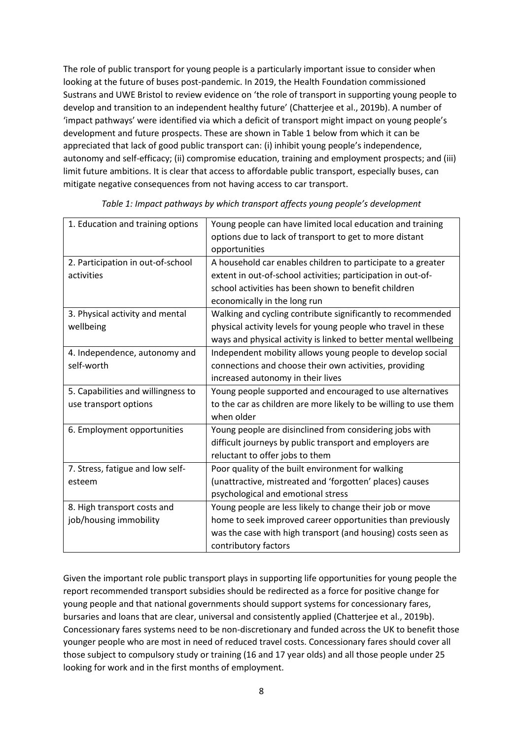The role of public transport for young people is a particularly important issue to consider when looking at the future of buses post-pandemic. In 2019, the Health Foundation commissioned Sustrans and UWE Bristol to review evidence on 'the role of transport in supporting young people to develop and transition to an independent healthy future' (Chatterjee et al., 2019b). A number of 'impact pathways' were identified via which a deficit of transport might impact on young people's development and future prospects. These are shown in Table 1 below from which it can be appreciated that lack of good public transport can: (i) inhibit young people's independence, autonomy and self-efficacy; (ii) compromise education, training and employment prospects; and (iii) limit future ambitions. It is clear that access to affordable public transport, especially buses, can mitigate negative consequences from not having access to car transport.

*Table 1: Impact pathways by which transport affects young people's development*

| | |
|---|---|
| 1. Education and training options | Young people can have limited local education and training options due to lack of transport to get to more distant opportunities |
| 2. Participation in out-of-school activities | A household car enables children to participate to a greater extent in out-of-school activities; participation in out-of-school activities has been shown to benefit children economically in the long run |
| 3. Physical activity and mental wellbeing | Walking and cycling contribute significantly to recommended physical activity levels for young people who travel in these ways and physical activity is linked to better mental wellbeing |
| 4. Independence, autonomy and self-worth | Independent mobility allows young people to develop social connections and choose their own activities, providing increased autonomy in their lives |
| 5. Capabilities and willingness to use transport options | Young people supported and encouraged to use alternatives to the car as children are more likely to be willing to use them when older |
| 6. Employment opportunities | Young people are disinclined from considering jobs with difficult journeys by public transport and employers are reluctant to offer jobs to them |
| 7. Stress, fatigue and low self-esteem | Poor quality of the built environment for walking (unattractive, mistreated and 'forgotten' places) causes psychological and emotional stress |
| 8. High transport costs and job/housing immobility | Young people are less likely to change their job or move home to seek improved career opportunities than previously was the case with high transport (and housing) costs seen as contributory factors |

Given the important role public transport plays in supporting life opportunities for young people the report recommended transport subsidies should be redirected as a force for positive change for young people and that national governments should support systems for concessionary fares, bursaries and loans that are clear, universal and consistently applied (Chatterjee et al., 2019b). Concessionary fares systems need to be non-discretionary and funded across the UK to benefit those younger people who are most in need of reduced travel costs. Concessionary fares should cover all those subject to compulsory study or training (16 and 17 year olds) and all those people under 25 looking for work and in the first months of employment.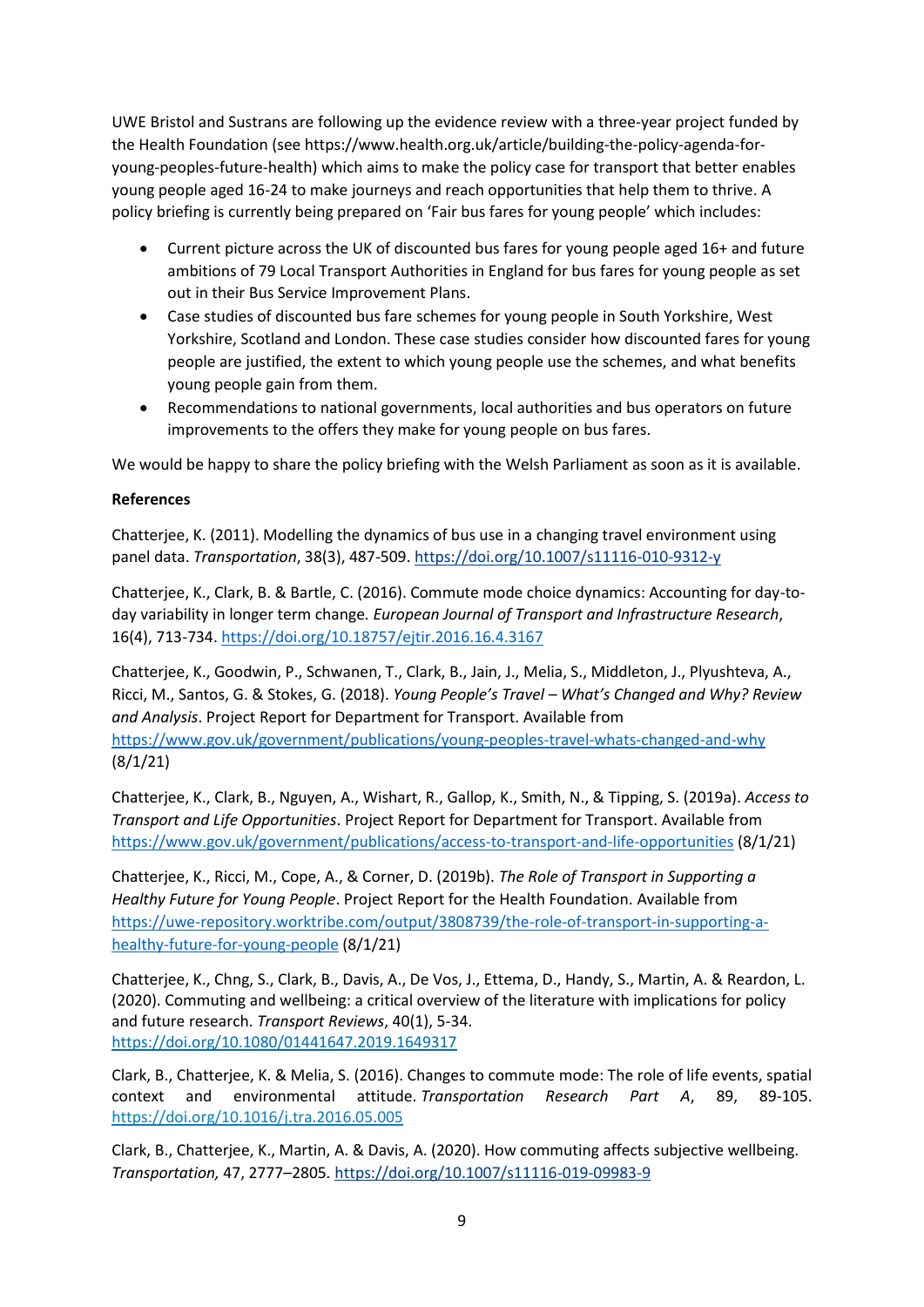UWE Bristol and Sustrans are following up the evidence review with a three-year project funded by the Health Foundation (see https://www.health.org.uk/article/building-the-policy-agenda-for-young-peoples-future-health) which aims to make the policy case for transport that better enables young people aged 16-24 to make journeys and reach opportunities that help them to thrive. A policy briefing is currently being prepared on 'Fair bus fares for young people' which includes:

- Current picture across the UK of discounted bus fares for young people aged 16+ and future ambitions of 79 Local Transport Authorities in England for bus fares for young people as set out in their Bus Service Improvement Plans.
- Case studies of discounted bus fare schemes for young people in South Yorkshire, West Yorkshire, Scotland and London. These case studies consider how discounted fares for young people are justified, the extent to which young people use the schemes, and what benefits young people gain from them.
- Recommendations to national governments, local authorities and bus operators on future improvements to the offers they make for young people on bus fares.

We would be happy to share the policy briefing with the Welsh Parliament as soon as it is available.

**References**

Chatterjee, K. (2011). Modelling the dynamics of bus use in a changing travel environment using panel data. *Transportation*, 38(3), 487-509. https://doi.org/10.1007/s11116-010-9312-y

Chatterjee, K., Clark, B. & Bartle, C. (2016). Commute mode choice dynamics: Accounting for day-to-day variability in longer term change. *European Journal of Transport and Infrastructure Research*, 16(4), 713-734. https://doi.org/10.18757/ejtir.2016.16.4.3167

Chatterjee, K., Goodwin, P., Schwanen, T., Clark, B., Jain, J., Melia, S., Middleton, J., Plyushteva, A., Ricci, M., Santos, G. & Stokes, G. (2018). *Young People's Travel – What's Changed and Why? Review and Analysis*. Project Report for Department for Transport. Available from https://www.gov.uk/government/publications/young-peoples-travel-whats-changed-and-why (8/1/21)

Chatterjee, K., Clark, B., Nguyen, A., Wishart, R., Gallop, K., Smith, N., & Tipping, S. (2019a). *Access to Transport and Life Opportunities*. Project Report for Department for Transport. Available from https://www.gov.uk/government/publications/access-to-transport-and-life-opportunities (8/1/21)

Chatterjee, K., Ricci, M., Cope, A., & Corner, D. (2019b). *The Role of Transport in Supporting a Healthy Future for Young People*. Project Report for the Health Foundation. Available from https://uwe-repository.worktribe.com/output/3808739/the-role-of-transport-in-supporting-a-healthy-future-for-young-people (8/1/21)

Chatterjee, K., Chng, S., Clark, B., Davis, A., De Vos, J., Ettema, D., Handy, S., Martin, A. & Reardon, L. (2020). Commuting and wellbeing: a critical overview of the literature with implications for policy and future research. *Transport Reviews*, 40(1), 5-34. https://doi.org/10.1080/01441647.2019.1649317

Clark, B., Chatterjee, K. & Melia, S. (2016). Changes to commute mode: The role of life events, spatial context and environmental attitude. *Transportation Research Part A*, 89, 89-105. https://doi.org/10.1016/j.tra.2016.05.005

Clark, B., Chatterjee, K., Martin, A. & Davis, A. (2020). How commuting affects subjective wellbeing. *Transportation,* 47, 2777–2805. https://doi.org/10.1007/s11116-019-09983-9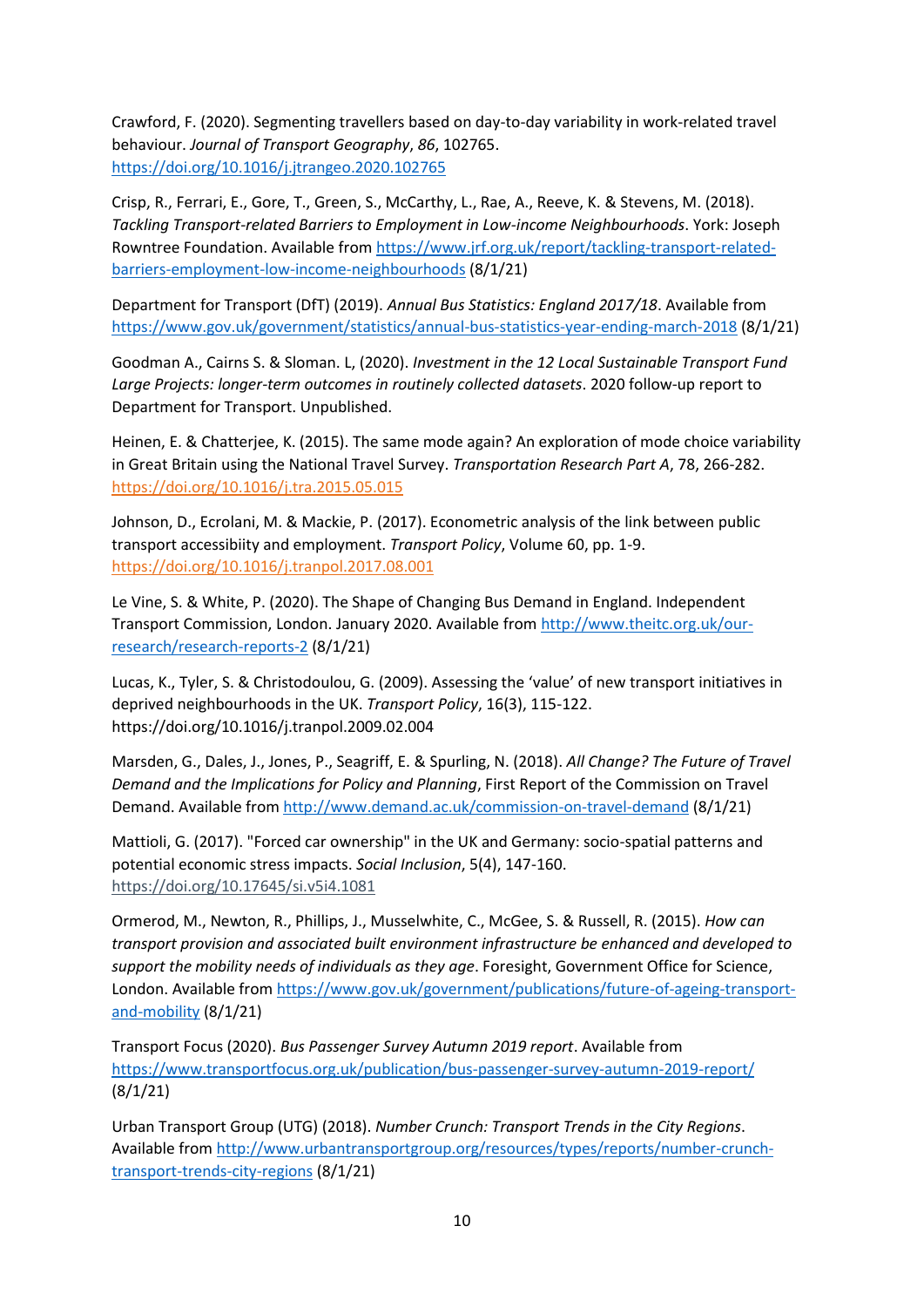Crawford, F. (2020). Segmenting travellers based on day-to-day variability in work-related travel behaviour. *Journal of Transport Geography*, *86*, 102765. https://doi.org/10.1016/j.jtrangeo.2020.102765

Crisp, R., Ferrari, E., Gore, T., Green, S., McCarthy, L., Rae, A., Reeve, K. & Stevens, M. (2018). *Tackling Transport-related Barriers to Employment in Low-income Neighbourhoods*. York: Joseph Rowntree Foundation. Available from https://www.jrf.org.uk/report/tackling-transport-related-barriers-employment-low-income-neighbourhoods (8/1/21)

Department for Transport (DfT) (2019). *Annual Bus Statistics: England 2017/18*. Available from https://www.gov.uk/government/statistics/annual-bus-statistics-year-ending-march-2018 (8/1/21)

Goodman A., Cairns S. & Sloman. L, (2020). *Investment in the 12 Local Sustainable Transport Fund Large Projects: longer-term outcomes in routinely collected datasets*. 2020 follow-up report to Department for Transport. Unpublished.

Heinen, E. & Chatterjee, K. (2015). The same mode again? An exploration of mode choice variability in Great Britain using the National Travel Survey. *Transportation Research Part A*, 78, 266-282. https://doi.org/10.1016/j.tra.2015.05.015

Johnson, D., Ecrolani, M. & Mackie, P. (2017). Econometric analysis of the link between public transport accessibiity and employment. *Transport Policy*, Volume 60, pp. 1-9. https://doi.org/10.1016/j.tranpol.2017.08.001

Le Vine, S. & White, P. (2020). The Shape of Changing Bus Demand in England. Independent Transport Commission, London. January 2020. Available from http://www.theitc.org.uk/our-research/research-reports-2 (8/1/21)

Lucas, K., Tyler, S. & Christodoulou, G. (2009). Assessing the 'value' of new transport initiatives in deprived neighbourhoods in the UK. *Transport Policy*, 16(3), 115-122. https://doi.org/10.1016/j.tranpol.2009.02.004

Marsden, G., Dales, J., Jones, P., Seagriff, E. & Spurling, N. (2018). *All Change? The Future of Travel Demand and the Implications for Policy and Planning*, First Report of the Commission on Travel Demand. Available from http://www.demand.ac.uk/commission-on-travel-demand (8/1/21)

Mattioli, G. (2017). "Forced car ownership" in the UK and Germany: socio-spatial patterns and potential economic stress impacts. *Social Inclusion*, 5(4), 147-160. https://doi.org/10.17645/si.v5i4.1081

Ormerod, M., Newton, R., Phillips, J., Musselwhite, C., McGee, S. & Russell, R. (2015). *How can transport provision and associated built environment infrastructure be enhanced and developed to support the mobility needs of individuals as they age*. Foresight, Government Office for Science, London. Available from https://www.gov.uk/government/publications/future-of-ageing-transport-and-mobility (8/1/21)

Transport Focus (2020). *Bus Passenger Survey Autumn 2019 report*. Available from https://www.transportfocus.org.uk/publication/bus-passenger-survey-autumn-2019-report/ (8/1/21)

Urban Transport Group (UTG) (2018). *Number Crunch: Transport Trends in the City Regions*. Available from http://www.urbantransportgroup.org/resources/types/reports/number-crunch-transport-trends-city-regions (8/1/21)